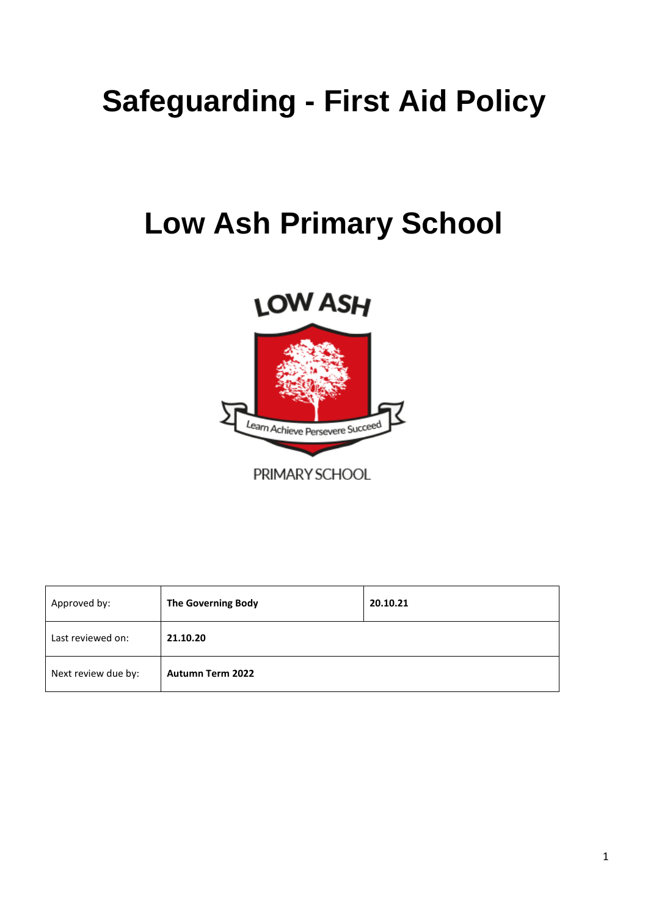# Safeguarding - First Aid Policy

# Low Ash Primary School

| Approved by: | The Governing Body | 20.10.21 |
|---|---|---|
| Last reviewed on: | 21.10.20 | |
| Next review due by: | Autumn Term 2022 | |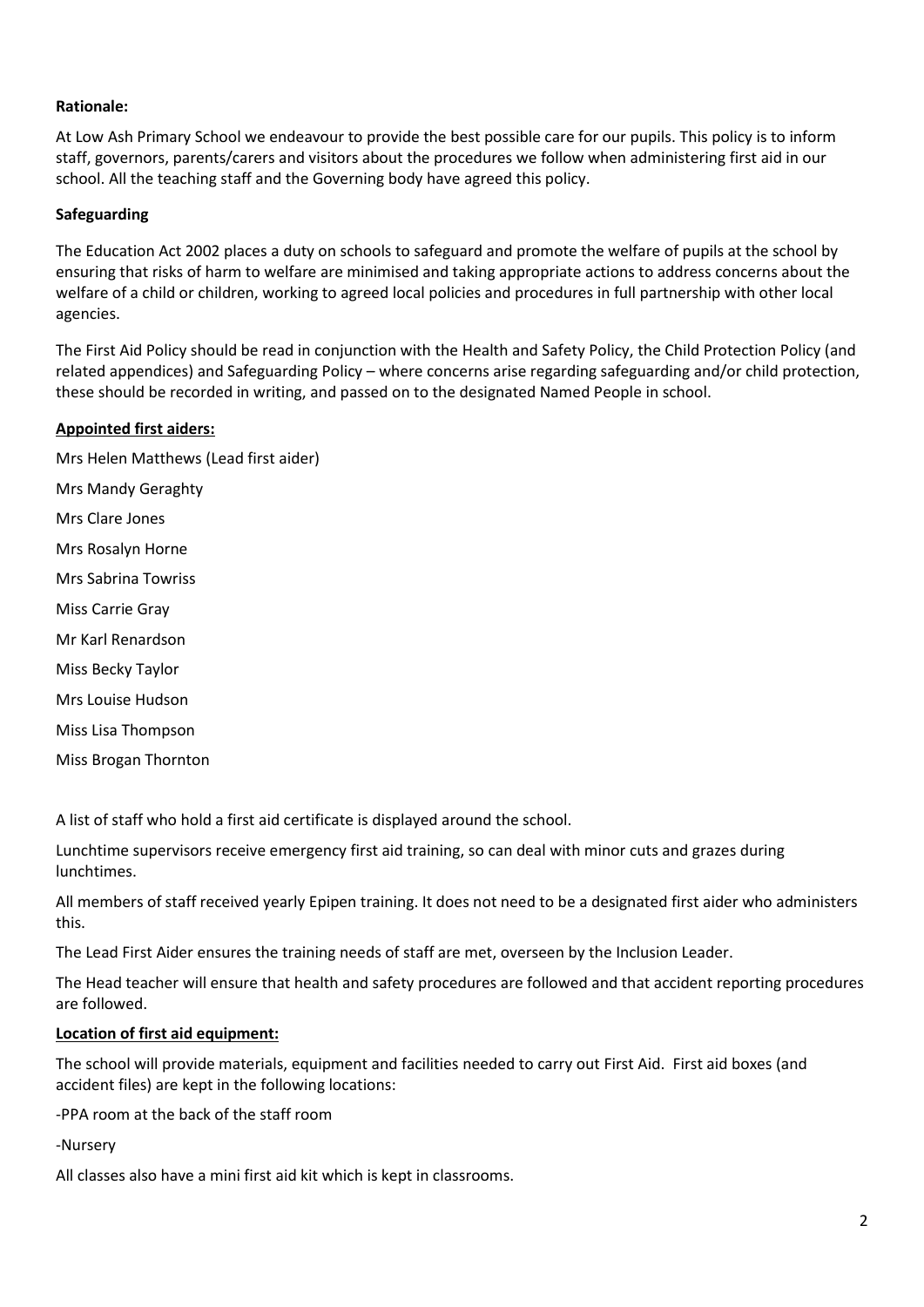**Rationale:**

At Low Ash Primary School we endeavour to provide the best possible care for our pupils. This policy is to inform staff, governors, parents/carers and visitors about the procedures we follow when administering first aid in our school. All the teaching staff and the Governing body have agreed this policy.

**Safeguarding**

The Education Act 2002 places a duty on schools to safeguard and promote the welfare of pupils at the school by ensuring that risks of harm to welfare are minimised and taking appropriate actions to address concerns about the welfare of a child or children, working to agreed local policies and procedures in full partnership with other local agencies.

The First Aid Policy should be read in conjunction with the Health and Safety Policy, the Child Protection Policy (and related appendices) and Safeguarding Policy – where concerns arise regarding safeguarding and/or child protection, these should be recorded in writing, and passed on to the designated Named People in school.

**Appointed first aiders:**

Mrs Helen Matthews (Lead first aider)

Mrs Mandy Geraghty

Mrs Clare Jones

Mrs Rosalyn Horne

Mrs Sabrina Towriss

Miss Carrie Gray

Mr Karl Renardson

Miss Becky Taylor

Mrs Louise Hudson

Miss Lisa Thompson

Miss Brogan Thornton

A list of staff who hold a first aid certificate is displayed around the school.

Lunchtime supervisors receive emergency first aid training, so can deal with minor cuts and grazes during lunchtimes.

All members of staff received yearly Epipen training. It does not need to be a designated first aider who administers this.

The Lead First Aider ensures the training needs of staff are met, overseen by the Inclusion Leader.

The Head teacher will ensure that health and safety procedures are followed and that accident reporting procedures are followed.

**Location of first aid equipment:**

The school will provide materials, equipment and facilities needed to carry out First Aid. First aid boxes (and accident files) are kept in the following locations:

-PPA room at the back of the staff room

-Nursery

All classes also have a mini first aid kit which is kept in classrooms.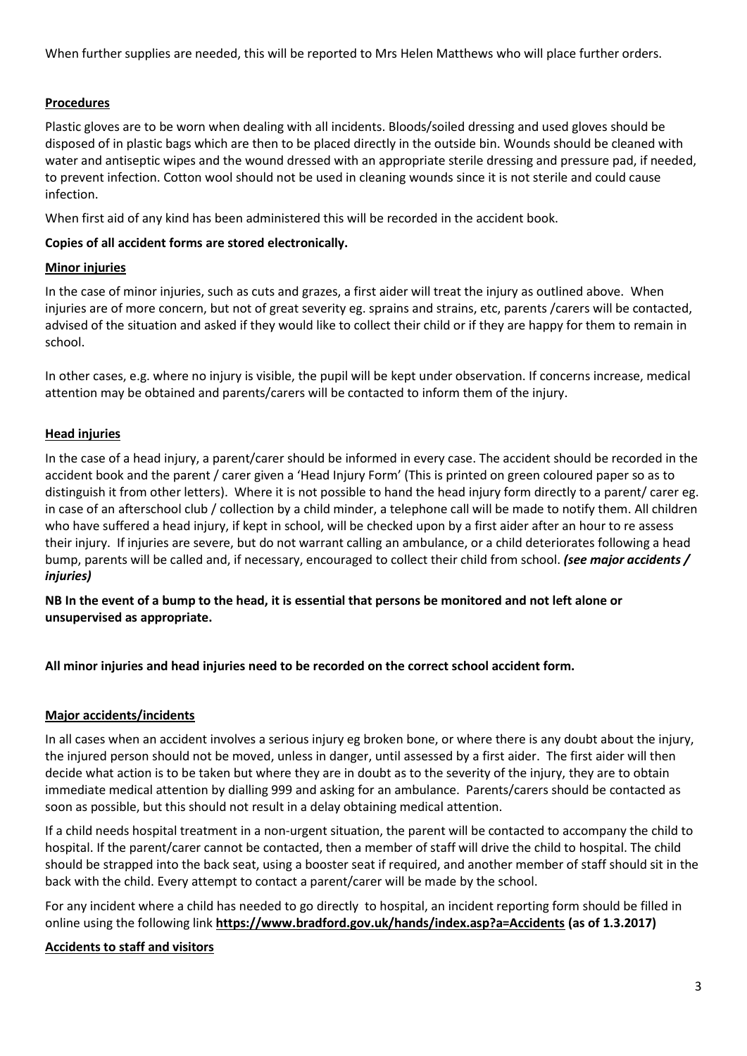When further supplies are needed, this will be reported to Mrs Helen Matthews who will place further orders.

## Procedures

Plastic gloves are to be worn when dealing with all incidents. Bloods/soiled dressing and used gloves should be disposed of in plastic bags which are then to be placed directly in the outside bin. Wounds should be cleaned with water and antiseptic wipes and the wound dressed with an appropriate sterile dressing and pressure pad, if needed, to prevent infection. Cotton wool should not be used in cleaning wounds since it is not sterile and could cause infection.

When first aid of any kind has been administered this will be recorded in the accident book.

**Copies of all accident forms are stored electronically.**

## Minor injuries

In the case of minor injuries, such as cuts and grazes, a first aider will treat the injury as outlined above. When injuries are of more concern, but not of great severity eg. sprains and strains, etc, parents /carers will be contacted, advised of the situation and asked if they would like to collect their child or if they are happy for them to remain in school.

In other cases, e.g. where no injury is visible, the pupil will be kept under observation. If concerns increase, medical attention may be obtained and parents/carers will be contacted to inform them of the injury.

## Head injuries

In the case of a head injury, a parent/carer should be informed in every case. The accident should be recorded in the accident book and the parent / carer given a 'Head Injury Form' (This is printed on green coloured paper so as to distinguish it from other letters). Where it is not possible to hand the head injury form directly to a parent/ carer eg. in case of an afterschool club / collection by a child minder, a telephone call will be made to notify them. All children who have suffered a head injury, if kept in school, will be checked upon by a first aider after an hour to re assess their injury. If injuries are severe, but do not warrant calling an ambulance, or a child deteriorates following a head bump, parents will be called and, if necessary, encouraged to collect their child from school. ***(see major accidents / injuries)***

**NB In the event of a bump to the head, it is essential that persons be monitored and not left alone or unsupervised as appropriate.**

**All minor injuries and head injuries need to be recorded on the correct school accident form.**

## Major accidents/incidents

In all cases when an accident involves a serious injury eg broken bone, or where there is any doubt about the injury, the injured person should not be moved, unless in danger, until assessed by a first aider. The first aider will then decide what action is to be taken but where they are in doubt as to the severity of the injury, they are to obtain immediate medical attention by dialling 999 and asking for an ambulance. Parents/carers should be contacted as soon as possible, but this should not result in a delay obtaining medical attention.

If a child needs hospital treatment in a non-urgent situation, the parent will be contacted to accompany the child to hospital. If the parent/carer cannot be contacted, then a member of staff will drive the child to hospital. The child should be strapped into the back seat, using a booster seat if required, and another member of staff should sit in the back with the child. Every attempt to contact a parent/carer will be made by the school.

For any incident where a child has needed to go directly to hospital, an incident reporting form should be filled in online using the following link **https://www.bradford.gov.uk/hands/index.asp?a=Accidents (as of 1.3.2017)**

## Accidents to staff and visitors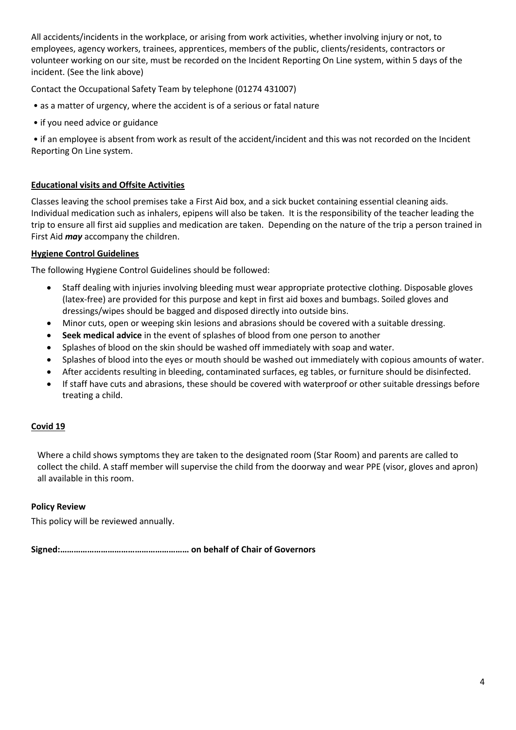All accidents/incidents in the workplace, or arising from work activities, whether involving injury or not, to employees, agency workers, trainees, apprentices, members of the public, clients/residents, contractors or volunteer working on our site, must be recorded on the Incident Reporting On Line system, within 5 days of the incident. (See the link above)

Contact the Occupational Safety Team by telephone (01274 431007)

- as a matter of urgency, where the accident is of a serious or fatal nature
- if you need advice or guidance
- if an employee is absent from work as result of the accident/incident and this was not recorded on the Incident Reporting On Line system.

## **Educational visits and Offsite Activities**

Classes leaving the school premises take a First Aid box, and a sick bucket containing essential cleaning aids. Individual medication such as inhalers, epipens will also be taken. It is the responsibility of the teacher leading the trip to ensure all first aid supplies and medication are taken. Depending on the nature of the trip a person trained in First Aid ***may*** accompany the children.

## **Hygiene Control Guidelines**

The following Hygiene Control Guidelines should be followed:

- Staff dealing with injuries involving bleeding must wear appropriate protective clothing. Disposable gloves (latex-free) are provided for this purpose and kept in first aid boxes and bumbags. Soiled gloves and dressings/wipes should be bagged and disposed directly into outside bins.
- Minor cuts, open or weeping skin lesions and abrasions should be covered with a suitable dressing.
- **Seek medical advice** in the event of splashes of blood from one person to another
- Splashes of blood on the skin should be washed off immediately with soap and water.
- Splashes of blood into the eyes or mouth should be washed out immediately with copious amounts of water.
- After accidents resulting in bleeding, contaminated surfaces, eg tables, or furniture should be disinfected.
- If staff have cuts and abrasions, these should be covered with waterproof or other suitable dressings before treating a child.

## **Covid 19**

Where a child shows symptoms they are taken to the designated room (Star Room) and parents are called to collect the child. A staff member will supervise the child from the doorway and wear PPE (visor, gloves and apron) all available in this room.

**Policy Review**

This policy will be reviewed annually.

**Signed:………………………………………………… on behalf of Chair of Governors**